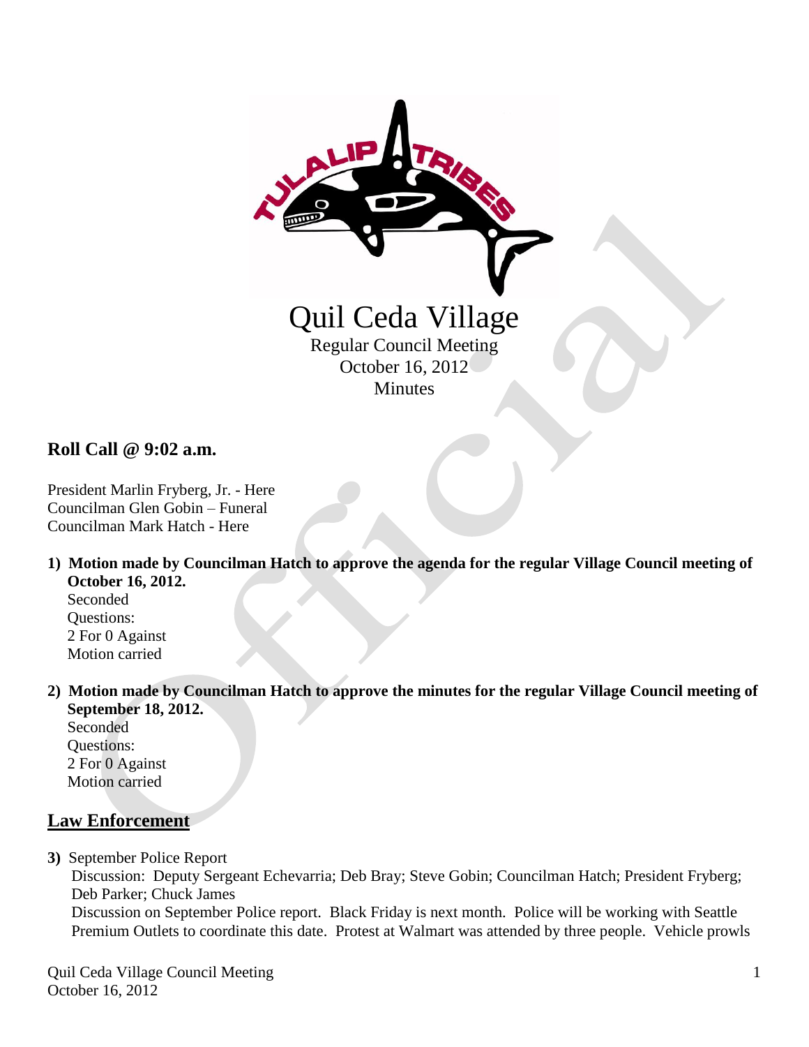# Quil Ceda Village

Regular Council Meeting
October 16, 2012
Minutes

## Roll Call @ 9:02 a.m.

President Marlin Fryberg, Jr. - Here
Councilman Glen Gobin – Funeral
Councilman Mark Hatch - Here

1) **Motion made by Councilman Hatch to approve the agenda for the regular Village Council meeting of October 16, 2012.**
   Seconded
   Questions:
   2 For 0 Against
   Motion carried

2) **Motion made by Councilman Hatch to approve the minutes for the regular Village Council meeting of September 18, 2012.**
   Seconded
   Questions:
   2 For 0 Against
   Motion carried

## Law Enforcement

3) September Police Report
   Discussion: Deputy Sergeant Echevarria; Deb Bray; Steve Gobin; Councilman Hatch; President Fryberg; Deb Parker; Chuck James
   Discussion on September Police report. Black Friday is next month. Police will be working with Seattle Premium Outlets to coordinate this date. Protest at Walmart was attended by three people. Vehicle prowls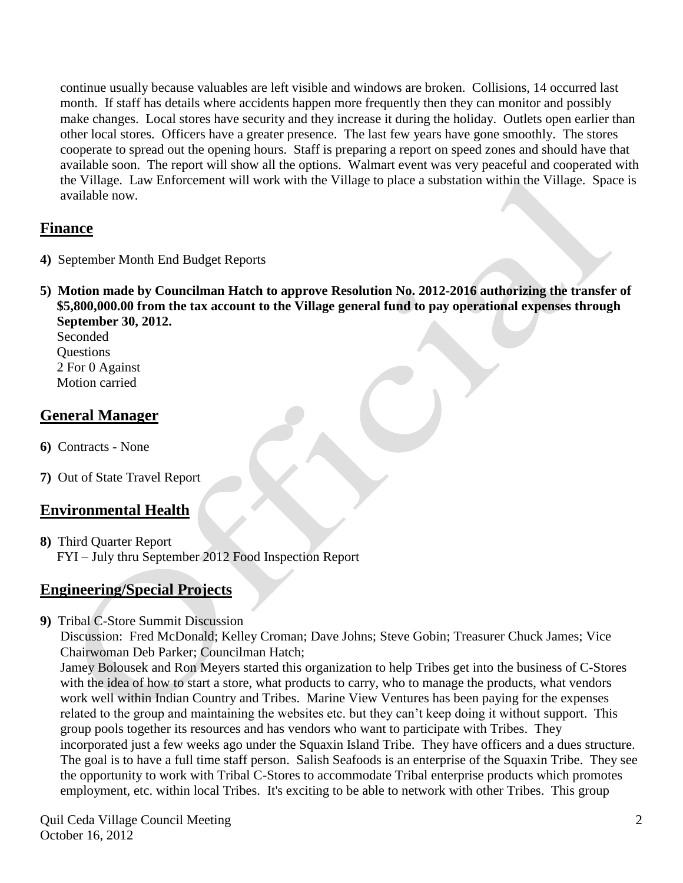continue usually because valuables are left visible and windows are broken. Collisions, 14 occurred last month. If staff has details where accidents happen more frequently then they can monitor and possibly make changes. Local stores have security and they increase it during the holiday. Outlets open earlier than other local stores. Officers have a greater presence. The last few years have gone smoothly. The stores cooperate to spread out the opening hours. Staff is preparing a report on speed zones and should have that available soon. The report will show all the options. Walmart event was very peaceful and cooperated with the Village. Law Enforcement will work with the Village to place a substation within the Village. Space is available now.

## Finance

**4)** September Month End Budget Reports

**5) Motion made by Councilman Hatch to approve Resolution No. 2012-2016 authorizing the transfer of $5,800,000.00 from the tax account to the Village general fund to pay operational expenses through September 30, 2012.**
Seconded
Questions
2 For 0 Against
Motion carried

## General Manager

**6)** Contracts - None

**7)** Out of State Travel Report

## Environmental Health

**8)** Third Quarter Report
FYI – July thru September 2012 Food Inspection Report

## Engineering/Special Projects

**9)** Tribal C-Store Summit Discussion
Discussion: Fred McDonald; Kelley Croman; Dave Johns; Steve Gobin; Treasurer Chuck James; Vice Chairwoman Deb Parker; Councilman Hatch;
Jamey Bolousek and Ron Meyers started this organization to help Tribes get into the business of C-Stores with the idea of how to start a store, what products to carry, who to manage the products, what vendors work well within Indian Country and Tribes. Marine View Ventures has been paying for the expenses related to the group and maintaining the websites etc. but they can't keep doing it without support. This group pools together its resources and has vendors who want to participate with Tribes. They incorporated just a few weeks ago under the Squaxin Island Tribe. They have officers and a dues structure. The goal is to have a full time staff person. Salish Seafoods is an enterprise of the Squaxin Tribe. They see the opportunity to work with Tribal C-Stores to accommodate Tribal enterprise products which promotes employment, etc. within local Tribes. It's exciting to be able to network with other Tribes. This group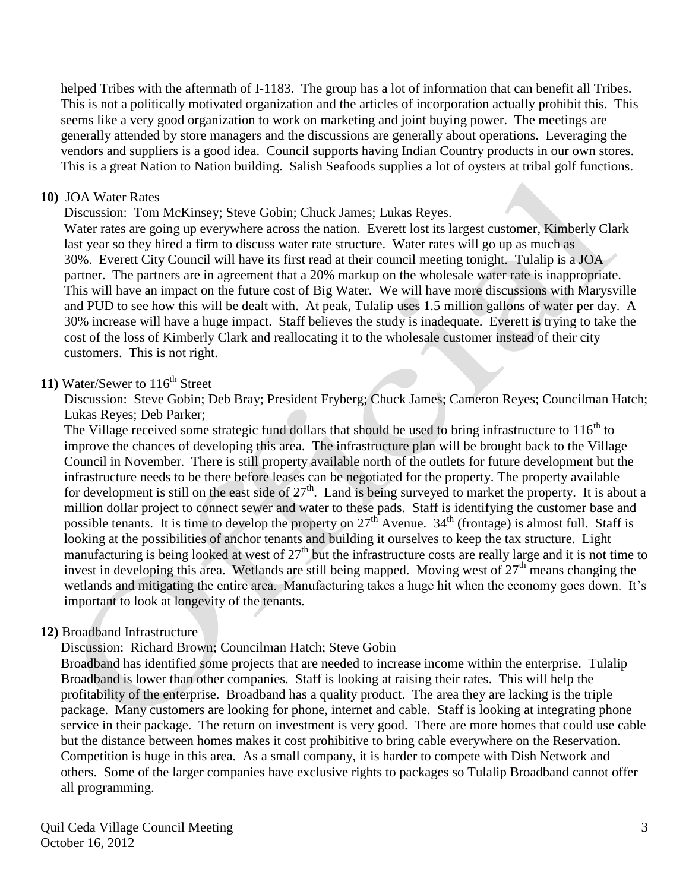helped Tribes with the aftermath of I-1183. The group has a lot of information that can benefit all Tribes. This is not a politically motivated organization and the articles of incorporation actually prohibit this. This seems like a very good organization to work on marketing and joint buying power. The meetings are generally attended by store managers and the discussions are generally about operations. Leveraging the vendors and suppliers is a good idea. Council supports having Indian Country products in our own stores. This is a great Nation to Nation building. Salish Seafoods supplies a lot of oysters at tribal golf functions.

**10)** JOA Water Rates

Discussion: Tom McKinsey; Steve Gobin; Chuck James; Lukas Reyes.

Water rates are going up everywhere across the nation. Everett lost its largest customer, Kimberly Clark last year so they hired a firm to discuss water rate structure. Water rates will go up as much as 30%. Everett City Council will have its first read at their council meeting tonight. Tulalip is a JOA partner. The partners are in agreement that a 20% markup on the wholesale water rate is inappropriate. This will have an impact on the future cost of Big Water. We will have more discussions with Marysville and PUD to see how this will be dealt with. At peak, Tulalip uses 1.5 million gallons of water per day. A 30% increase will have a huge impact. Staff believes the study is inadequate. Everett is trying to take the cost of the loss of Kimberly Clark and reallocating it to the wholesale customer instead of their city customers. This is not right.

**11)** Water/Sewer to 116th Street

Discussion: Steve Gobin; Deb Bray; President Fryberg; Chuck James; Cameron Reyes; Councilman Hatch; Lukas Reyes; Deb Parker;

The Village received some strategic fund dollars that should be used to bring infrastructure to 116th to improve the chances of developing this area. The infrastructure plan will be brought back to the Village Council in November. There is still property available north of the outlets for future development but the infrastructure needs to be there before leases can be negotiated for the property. The property available for development is still on the east side of 27th. Land is being surveyed to market the property. It is about a million dollar project to connect sewer and water to these pads. Staff is identifying the customer base and possible tenants. It is time to develop the property on 27th Avenue. 34th (frontage) is almost full. Staff is looking at the possibilities of anchor tenants and building it ourselves to keep the tax structure. Light manufacturing is being looked at west of 27th but the infrastructure costs are really large and it is not time to invest in developing this area. Wetlands are still being mapped. Moving west of 27th means changing the wetlands and mitigating the entire area. Manufacturing takes a huge hit when the economy goes down. It's important to look at longevity of the tenants.

**12)** Broadband Infrastructure

Discussion: Richard Brown; Councilman Hatch; Steve Gobin

Broadband has identified some projects that are needed to increase income within the enterprise. Tulalip Broadband is lower than other companies. Staff is looking at raising their rates. This will help the profitability of the enterprise. Broadband has a quality product. The area they are lacking is the triple package. Many customers are looking for phone, internet and cable. Staff is looking at integrating phone service in their package. The return on investment is very good. There are more homes that could use cable but the distance between homes makes it cost prohibitive to bring cable everywhere on the Reservation. Competition is huge in this area. As a small company, it is harder to compete with Dish Network and others. Some of the larger companies have exclusive rights to packages so Tulalip Broadband cannot offer all programming.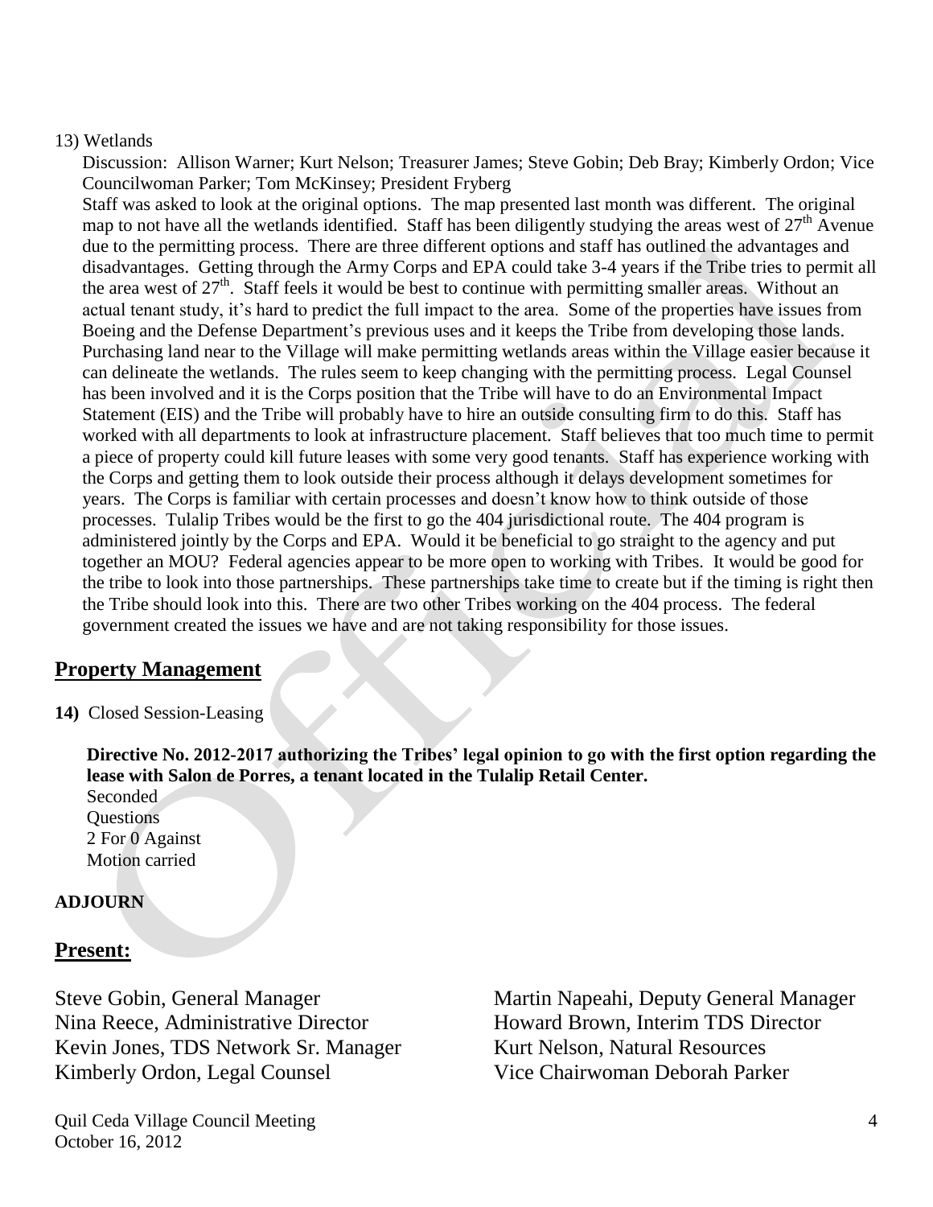13) Wetlands

Discussion: Allison Warner; Kurt Nelson; Treasurer James; Steve Gobin; Deb Bray; Kimberly Ordon; Vice Councilwoman Parker; Tom McKinsey; President Fryberg

Staff was asked to look at the original options. The map presented last month was different. The original map to not have all the wetlands identified. Staff has been diligently studying the areas west of 27th Avenue due to the permitting process. There are three different options and staff has outlined the advantages and disadvantages. Getting through the Army Corps and EPA could take 3-4 years if the Tribe tries to permit all the area west of 27th. Staff feels it would be best to continue with permitting smaller areas. Without an actual tenant study, it's hard to predict the full impact to the area. Some of the properties have issues from Boeing and the Defense Department's previous uses and it keeps the Tribe from developing those lands. Purchasing land near to the Village will make permitting wetlands areas within the Village easier because it can delineate the wetlands. The rules seem to keep changing with the permitting process. Legal Counsel has been involved and it is the Corps position that the Tribe will have to do an Environmental Impact Statement (EIS) and the Tribe will probably have to hire an outside consulting firm to do this. Staff has worked with all departments to look at infrastructure placement. Staff believes that too much time to permit a piece of property could kill future leases with some very good tenants. Staff has experience working with the Corps and getting them to look outside their process although it delays development sometimes for years. The Corps is familiar with certain processes and doesn't know how to think outside of those processes. Tulalip Tribes would be the first to go the 404 jurisdictional route. The 404 program is administered jointly by the Corps and EPA. Would it be beneficial to go straight to the agency and put together an MOU? Federal agencies appear to be more open to working with Tribes. It would be good for the tribe to look into those partnerships. These partnerships take time to create but if the timing is right then the Tribe should look into this. There are two other Tribes working on the 404 process. The federal government created the issues we have and are not taking responsibility for those issues.

## Property Management

**14)** Closed Session-Leasing

**Directive No. 2012-2017 authorizing the Tribes' legal opinion to go with the first option regarding the lease with Salon de Porres, a tenant located in the Tulalip Retail Center.**

Seconded
Questions
2 For 0 Against
Motion carried

**ADJOURN**

## Present:

Steve Gobin, General Manager
Martin Napeahi, Deputy General Manager
Nina Reece, Administrative Director
Howard Brown, Interim TDS Director
Kevin Jones, TDS Network Sr. Manager
Kurt Nelson, Natural Resources
Kimberly Ordon, Legal Counsel
Vice Chairwoman Deborah Parker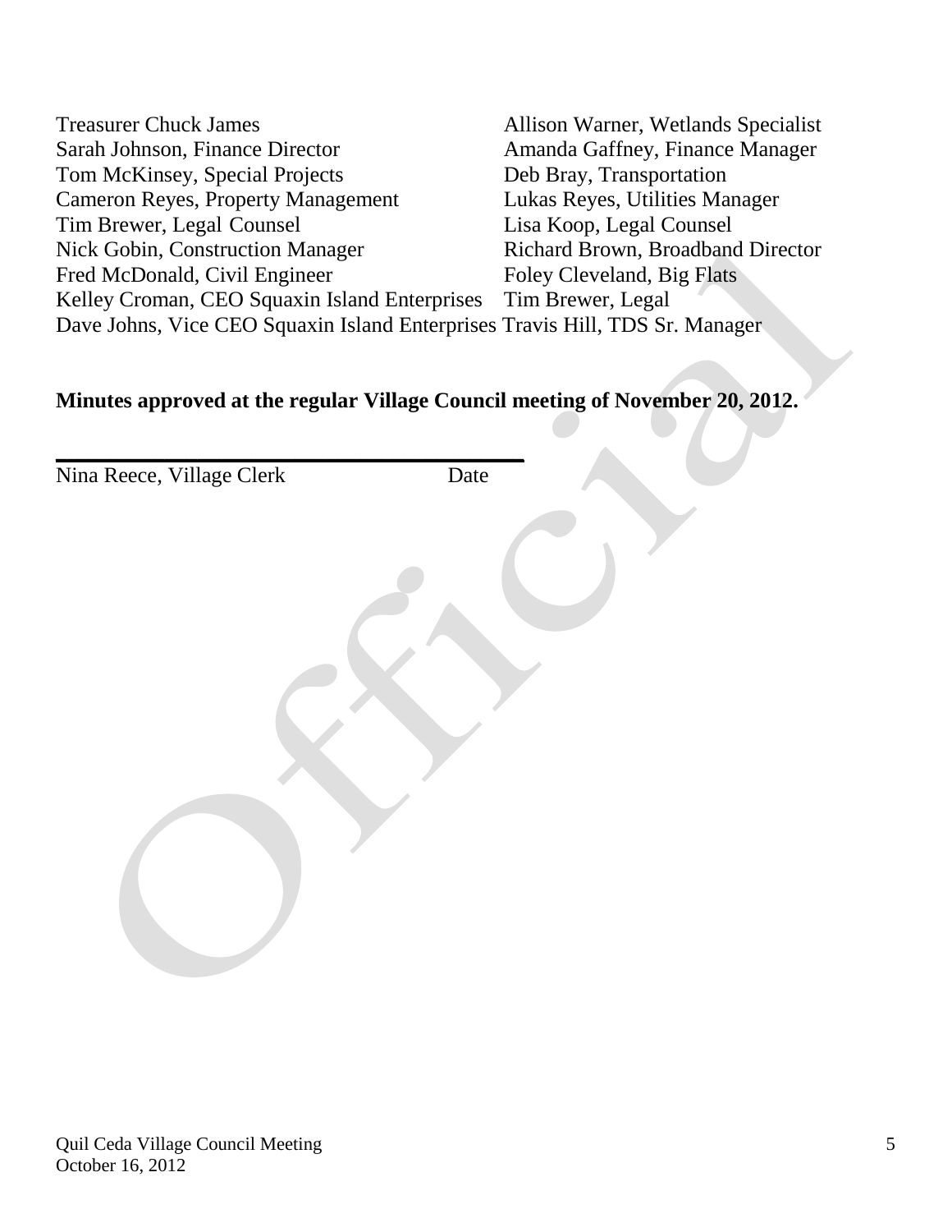Treasurer Chuck James
Sarah Johnson, Finance Director
Tom McKinsey, Special Projects
Cameron Reyes, Property Management
Tim Brewer, Legal Counsel
Nick Gobin, Construction Manager
Fred McDonald, Civil Engineer
Kelley Croman, CEO Squaxin Island Enterprises
Dave Johns, Vice CEO Squaxin Island Enterprises
Allison Warner, Wetlands Specialist
Amanda Gaffney, Finance Manager
Deb Bray, Transportation
Lukas Reyes, Utilities Manager
Lisa Koop, Legal Counsel
Richard Brown, Broadband Director
Foley Cleveland, Big Flats
Tim Brewer, Legal
Travis Hill, TDS Sr. Manager

**Minutes approved at the regular Village Council meeting of November 20, 2012.**

\_\_\_\_\_\_\_\_\_\_\_\_\_\_\_\_\_\_\_\_\_\_\_\_\_\_\_\_\_\_\_\_\_\_\_\_\_\_\_\_

Nina Reece, Village Clerk Date

Official